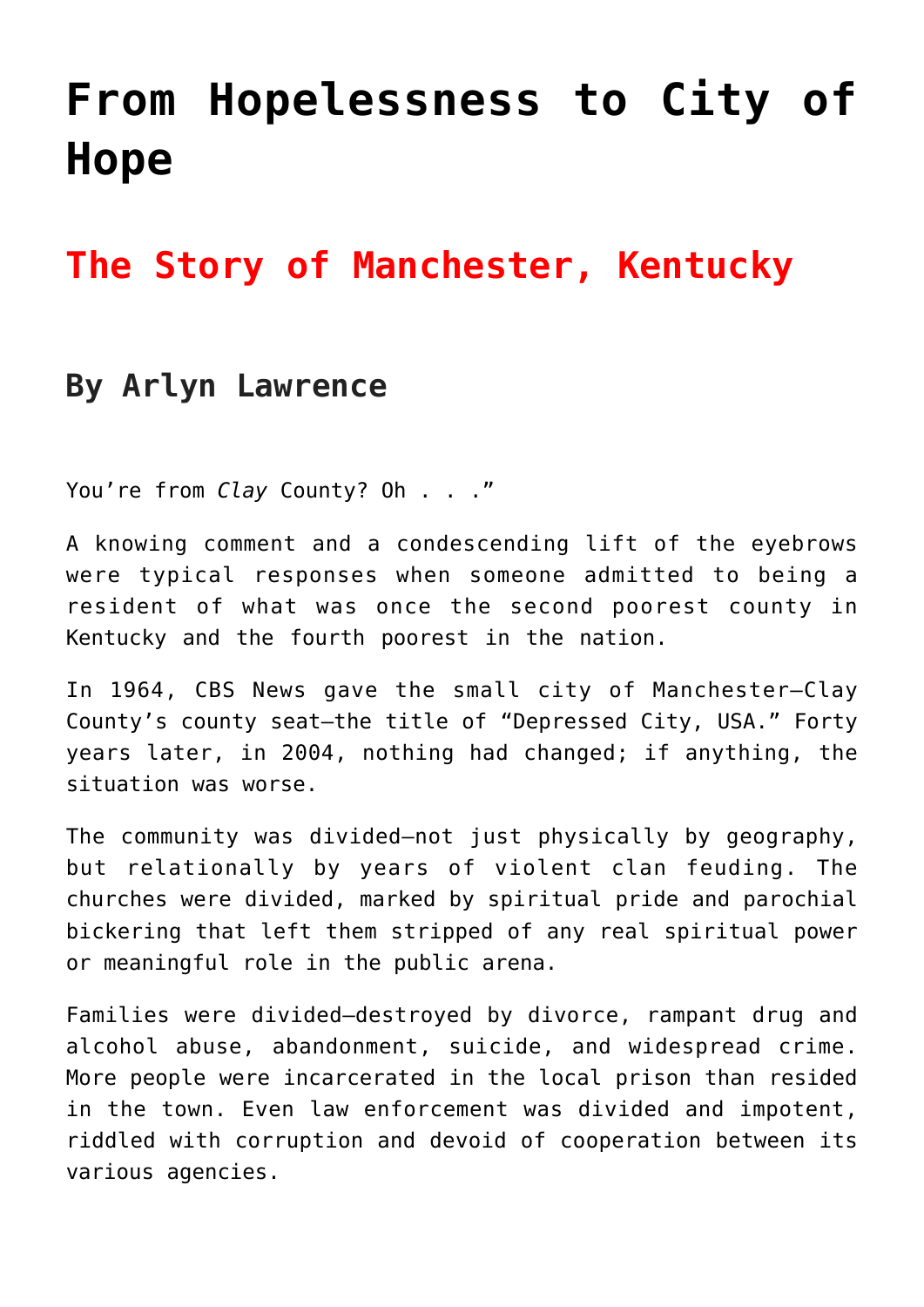# From Hopelessness to City of Hope

## The Story of Manchester, Kentucky

### By Arlyn Lawrence

You're from *Clay* County? Oh . . ."

A knowing comment and a condescending lift of the eyebrows were typical responses when someone admitted to being a resident of what was once the second poorest county in Kentucky and the fourth poorest in the nation.

In 1964, CBS News gave the small city of Manchester—Clay County's county seat—the title of "Depressed City, USA." Forty years later, in 2004, nothing had changed; if anything, the situation was worse.

The community was divided—not just physically by geography, but relationally by years of violent clan feuding. The churches were divided, marked by spiritual pride and parochial bickering that left them stripped of any real spiritual power or meaningful role in the public arena.

Families were divided—destroyed by divorce, rampant drug and alcohol abuse, abandonment, suicide, and widespread crime. More people were incarcerated in the local prison than resided in the town. Even law enforcement was divided and impotent, riddled with corruption and devoid of cooperation between its various agencies.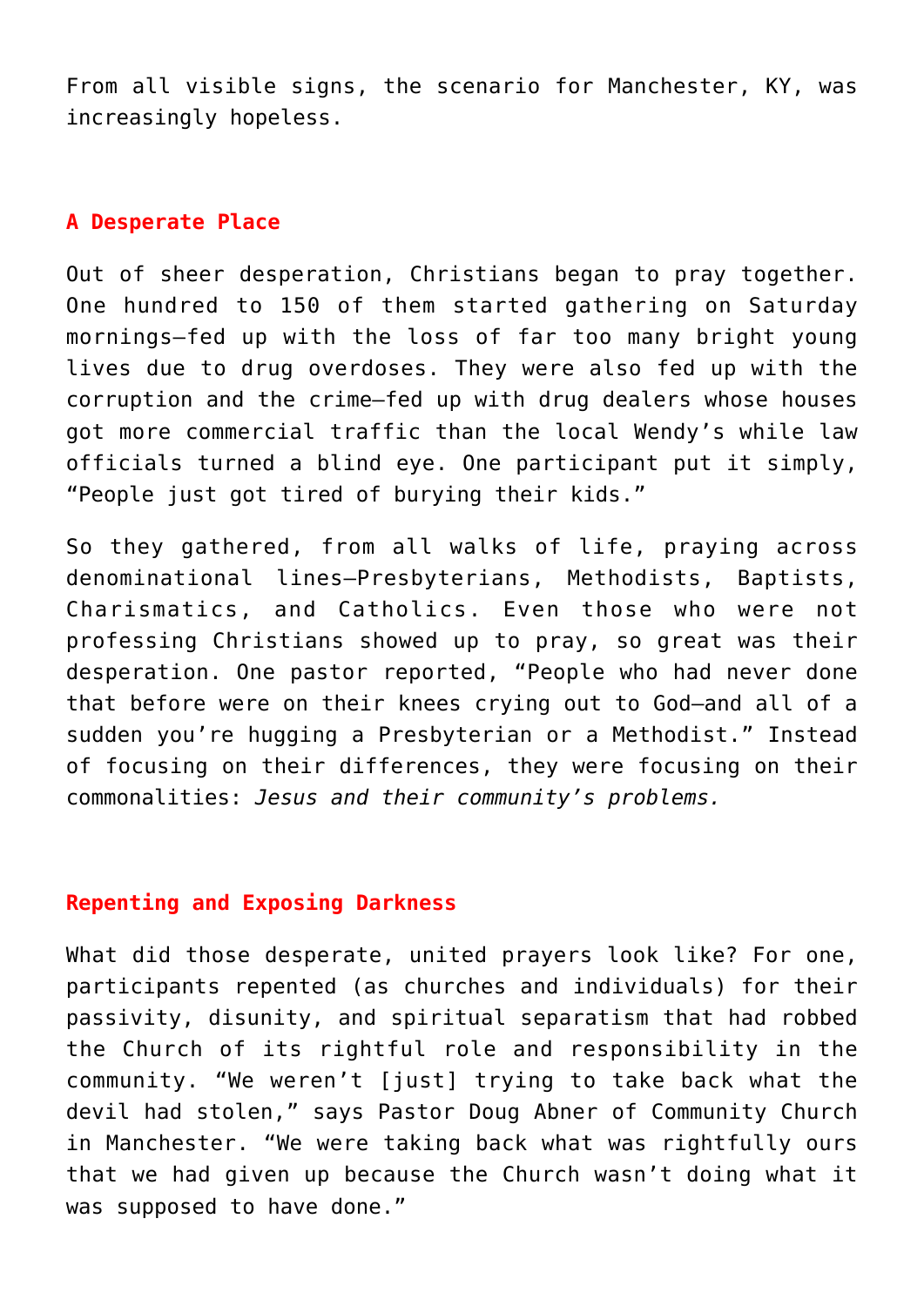From all visible signs, the scenario for Manchester, KY, was increasingly hopeless.

## A Desperate Place

Out of sheer desperation, Christians began to pray together. One hundred to 150 of them started gathering on Saturday mornings—fed up with the loss of far too many bright young lives due to drug overdoses. They were also fed up with the corruption and the crime—fed up with drug dealers whose houses got more commercial traffic than the local Wendy's while law officials turned a blind eye. One participant put it simply, "People just got tired of burying their kids."

So they gathered, from all walks of life, praying across denominational lines—Presbyterians, Methodists, Baptists, Charismatics, and Catholics. Even those who were not professing Christians showed up to pray, so great was their desperation. One pastor reported, "People who had never done that before were on their knees crying out to God—and all of a sudden you're hugging a Presbyterian or a Methodist." Instead of focusing on their differences, they were focusing on their commonalities: *Jesus and their community's problems.*

## Repenting and Exposing Darkness

What did those desperate, united prayers look like? For one, participants repented (as churches and individuals) for their passivity, disunity, and spiritual separatism that had robbed the Church of its rightful role and responsibility in the community. "We weren't [just] trying to take back what the devil had stolen," says Pastor Doug Abner of Community Church in Manchester. "We were taking back what was rightfully ours that we had given up because the Church wasn't doing what it was supposed to have done."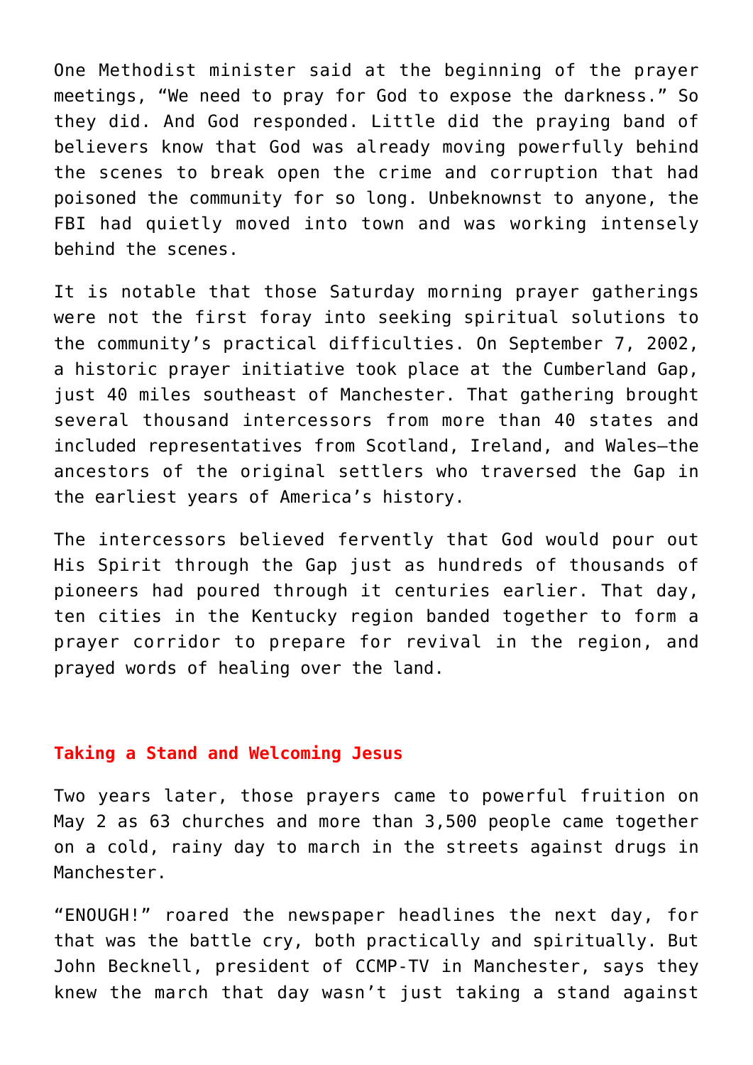One Methodist minister said at the beginning of the prayer meetings, "We need to pray for God to expose the darkness." So they did. And God responded. Little did the praying band of believers know that God was already moving powerfully behind the scenes to break open the crime and corruption that had poisoned the community for so long. Unbeknownst to anyone, the FBI had quietly moved into town and was working intensely behind the scenes.

It is notable that those Saturday morning prayer gatherings were not the first foray into seeking spiritual solutions to the community's practical difficulties. On September 7, 2002, a historic prayer initiative took place at the Cumberland Gap, just 40 miles southeast of Manchester. That gathering brought several thousand intercessors from more than 40 states and included representatives from Scotland, Ireland, and Wales—the ancestors of the original settlers who traversed the Gap in the earliest years of America's history.

The intercessors believed fervently that God would pour out His Spirit through the Gap just as hundreds of thousands of pioneers had poured through it centuries earlier. That day, ten cities in the Kentucky region banded together to form a prayer corridor to prepare for revival in the region, and prayed words of healing over the land.

### Taking a Stand and Welcoming Jesus

Two years later, those prayers came to powerful fruition on May 2 as 63 churches and more than 3,500 people came together on a cold, rainy day to march in the streets against drugs in Manchester.

"ENOUGH!" roared the newspaper headlines the next day, for that was the battle cry, both practically and spiritually. But John Becknell, president of CCMP-TV in Manchester, says they knew the march that day wasn't just taking a stand against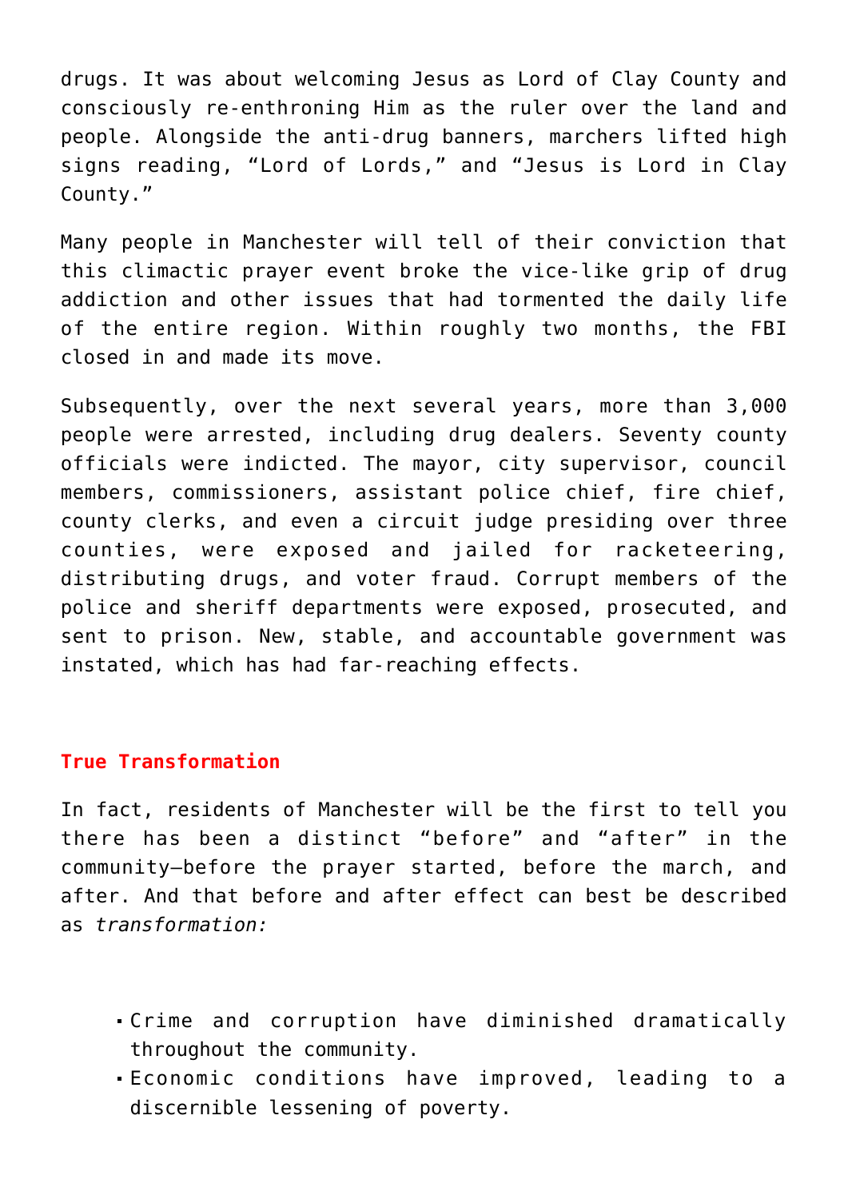drugs. It was about welcoming Jesus as Lord of Clay County and consciously re-enthroning Him as the ruler over the land and people. Alongside the anti-drug banners, marchers lifted high signs reading, “Lord of Lords,” and “Jesus is Lord in Clay County.”

Many people in Manchester will tell of their conviction that this climactic prayer event broke the vice-like grip of drug addiction and other issues that had tormented the daily life of the entire region. Within roughly two months, the FBI closed in and made its move.

Subsequently, over the next several years, more than 3,000 people were arrested, including drug dealers. Seventy county officials were indicted. The mayor, city supervisor, council members, commissioners, assistant police chief, fire chief, county clerks, and even a circuit judge presiding over three counties, were exposed and jailed for racketeering, distributing drugs, and voter fraud. Corrupt members of the police and sheriff departments were exposed, prosecuted, and sent to prison. New, stable, and accountable government was instated, which has had far-reaching effects.

## True Transformation

In fact, residents of Manchester will be the first to tell you there has been a distinct “before” and “after” in the community—before the prayer started, before the march, and after. And that before and after effect can best be described as *transformation:*

- Crime and corruption have diminished dramatically throughout the community.
- Economic conditions have improved, leading to a discernible lessening of poverty.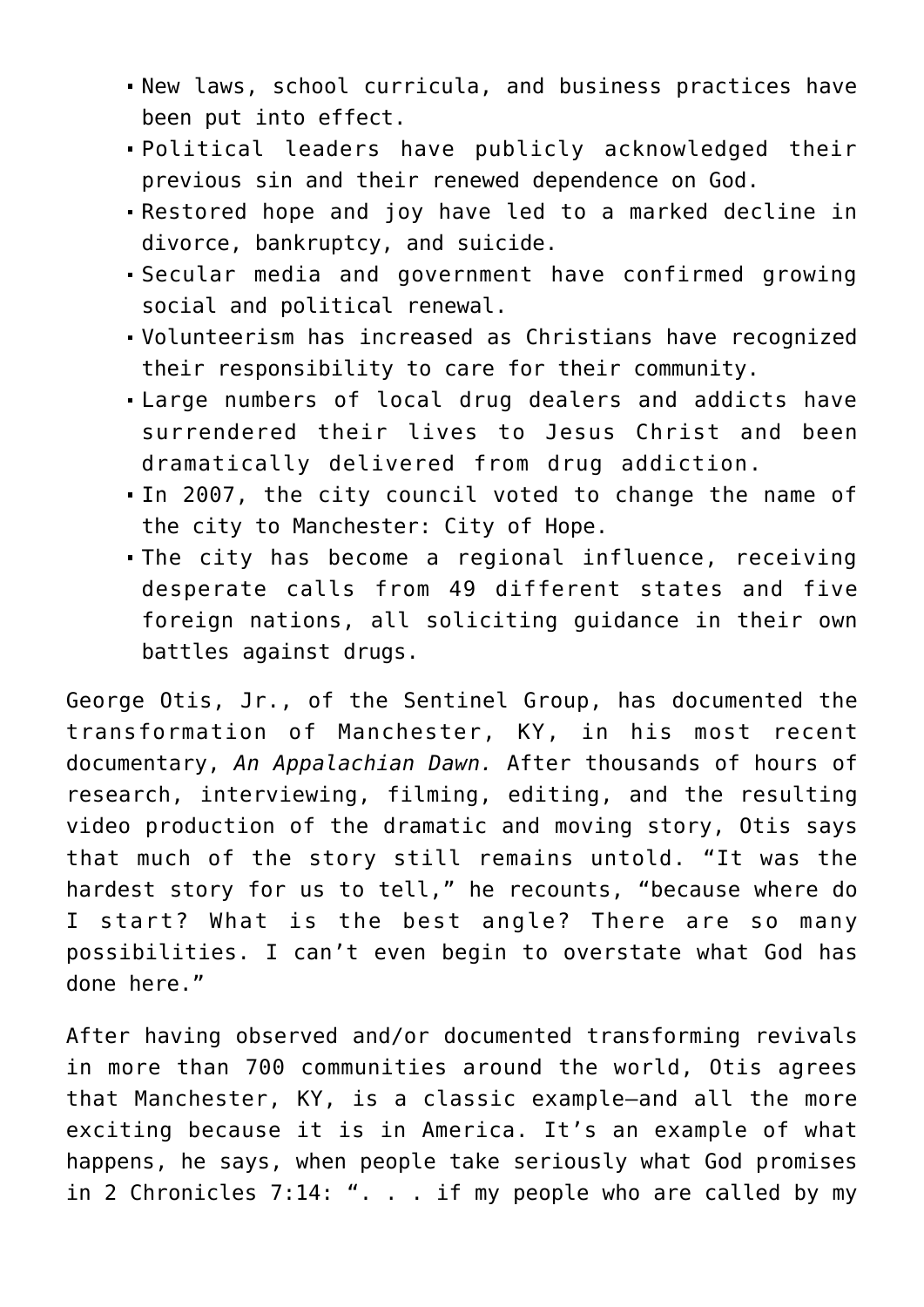- New laws, school curricula, and business practices have been put into effect.
- Political leaders have publicly acknowledged their previous sin and their renewed dependence on God.
- Restored hope and joy have led to a marked decline in divorce, bankruptcy, and suicide.
- Secular media and government have confirmed growing social and political renewal.
- Volunteerism has increased as Christians have recognized their responsibility to care for their community.
- Large numbers of local drug dealers and addicts have surrendered their lives to Jesus Christ and been dramatically delivered from drug addiction.
- In 2007, the city council voted to change the name of the city to Manchester: City of Hope.
- The city has become a regional influence, receiving desperate calls from 49 different states and five foreign nations, all soliciting guidance in their own battles against drugs.

George Otis, Jr., of the Sentinel Group, has documented the transformation of Manchester, KY, in his most recent documentary, *An Appalachian Dawn.* After thousands of hours of research, interviewing, filming, editing, and the resulting video production of the dramatic and moving story, Otis says that much of the story still remains untold. “It was the hardest story for us to tell,” he recounts, “because where do I start? What is the best angle? There are so many possibilities. I can’t even begin to overstate what God has done here.”

After having observed and/or documented transforming revivals in more than 700 communities around the world, Otis agrees that Manchester, KY, is a classic example—and all the more exciting because it is in America. It’s an example of what happens, he says, when people take seriously what God promises in 2 Chronicles 7:14: “. . . if my people who are called by my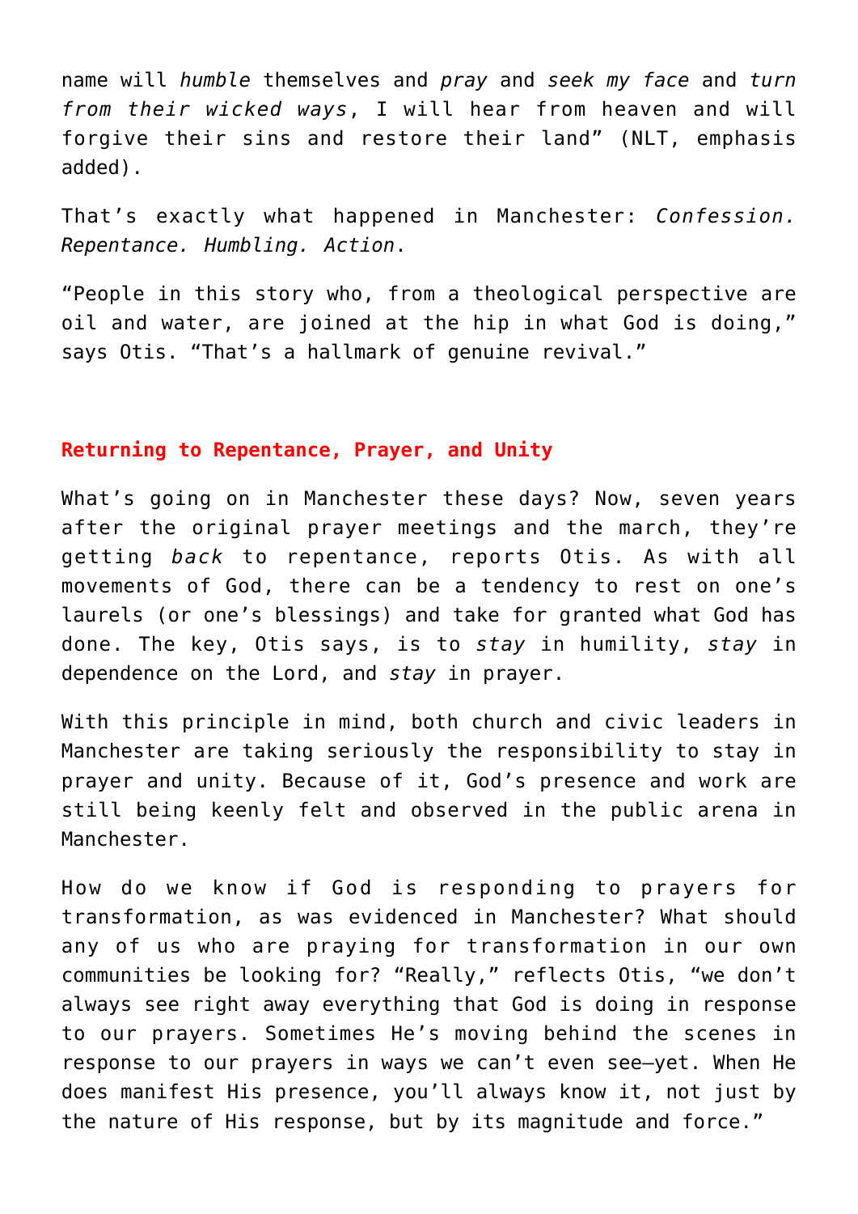name will *humble* themselves and *pray* and *seek my face* and *turn from their wicked ways*, I will hear from heaven and will forgive their sins and restore their land" (NLT, emphasis added).

That's exactly what happened in Manchester: *Confession. Repentance. Humbling. Action*.

"People in this story who, from a theological perspective are oil and water, are joined at the hip in what God is doing," says Otis. "That's a hallmark of genuine revival."

## Returning to Repentance, Prayer, and Unity

What's going on in Manchester these days? Now, seven years after the original prayer meetings and the march, they're getting *back* to repentance, reports Otis. As with all movements of God, there can be a tendency to rest on one's laurels (or one's blessings) and take for granted what God has done. The key, Otis says, is to *stay* in humility, *stay* in dependence on the Lord, and *stay* in prayer.

With this principle in mind, both church and civic leaders in Manchester are taking seriously the responsibility to stay in prayer and unity. Because of it, God's presence and work are still being keenly felt and observed in the public arena in Manchester.

How do we know if God is responding to prayers for transformation, as was evidenced in Manchester? What should any of us who are praying for transformation in our own communities be looking for? "Really," reflects Otis, "we don't always see right away everything that God is doing in response to our prayers. Sometimes He's moving behind the scenes in response to our prayers in ways we can't even see—yet. When He does manifest His presence, you'll always know it, not just by the nature of His response, but by its magnitude and force."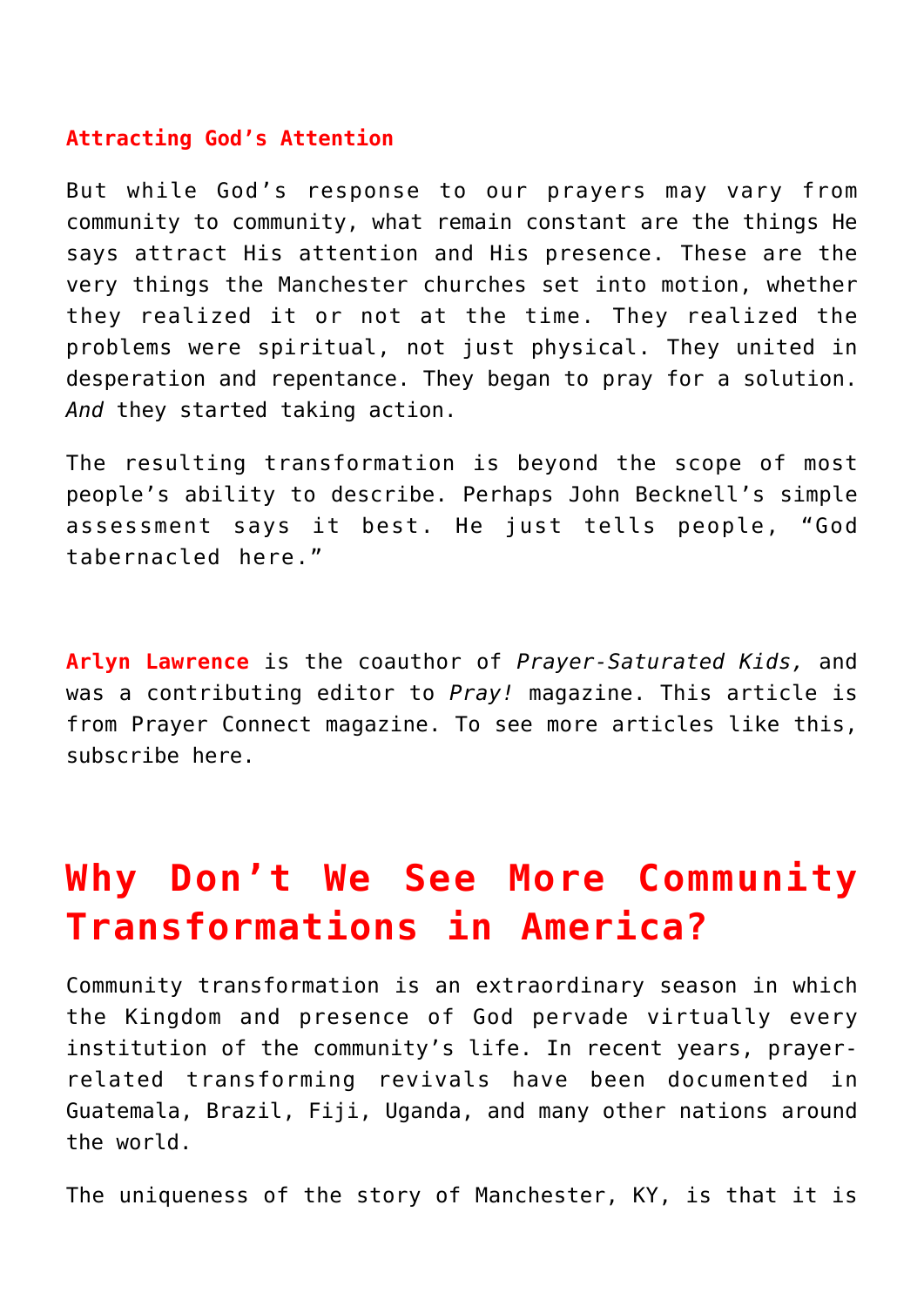### Attracting God's Attention

But while God's response to our prayers may vary from community to community, what remain constant are the things He says attract His attention and His presence. These are the very things the Manchester churches set into motion, whether they realized it or not at the time. They realized the problems were spiritual, not just physical. They united in desperation and repentance. They began to pray for a solution. *And* they started taking action.

The resulting transformation is beyond the scope of most people's ability to describe. Perhaps John Becknell's simple assessment says it best. He just tells people, "God tabernacled here."

**Arlyn Lawrence** is the coauthor of *Prayer-Saturated Kids,* and was a contributing editor to *Pray!* magazine. This article is from Prayer Connect magazine. To see more articles like this, subscribe here.

# Why Don't We See More Community Transformations in America?

Community transformation is an extraordinary season in which the Kingdom and presence of God pervade virtually every institution of the community's life. In recent years, prayer-related transforming revivals have been documented in Guatemala, Brazil, Fiji, Uganda, and many other nations around the world.

The uniqueness of the story of Manchester, KY, is that it is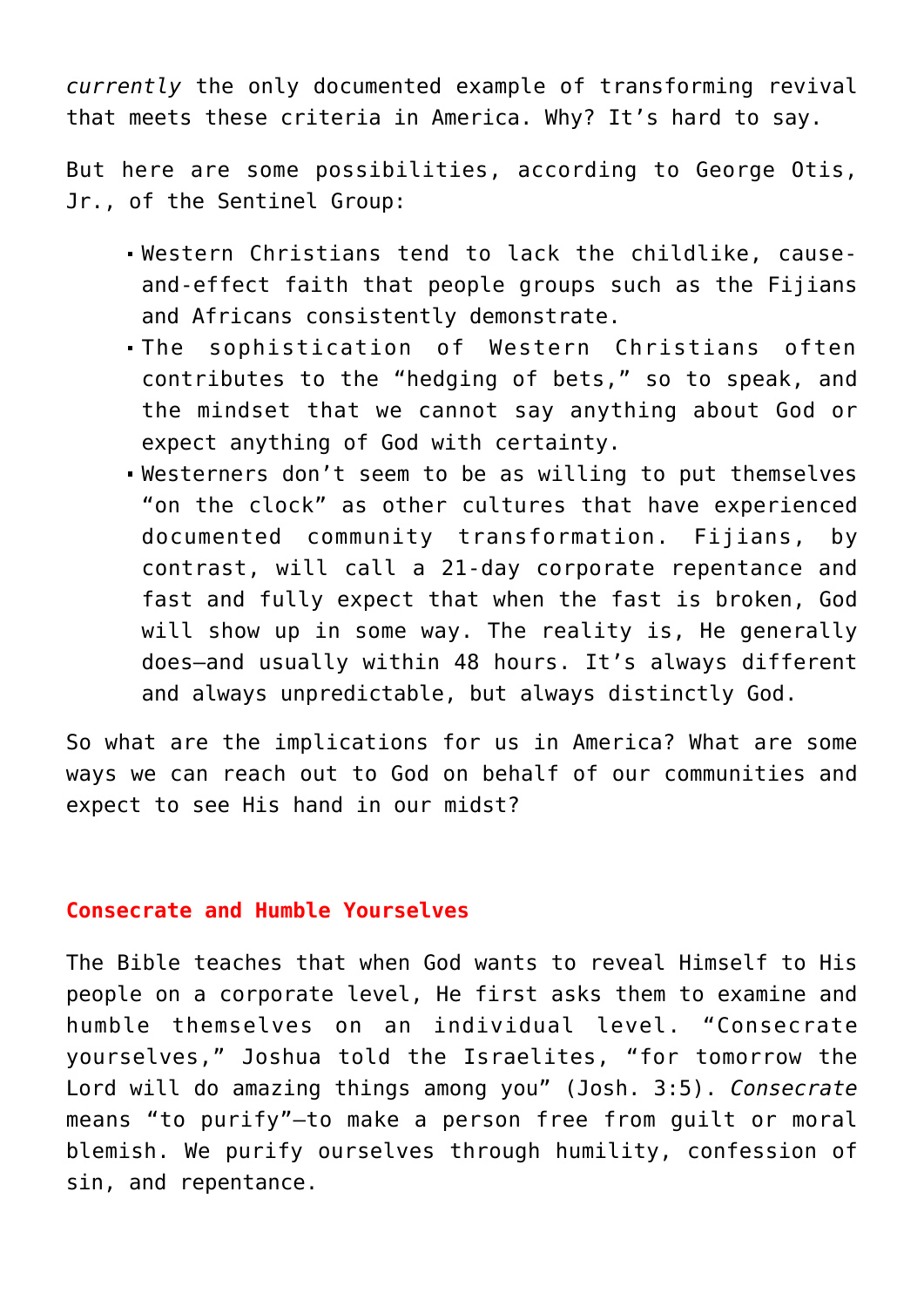*currently* the only documented example of transforming revival that meets these criteria in America. Why? It's hard to say.

But here are some possibilities, according to George Otis, Jr., of the Sentinel Group:

- Western Christians tend to lack the childlike, cause-and-effect faith that people groups such as the Fijians and Africans consistently demonstrate.
- The sophistication of Western Christians often contributes to the "hedging of bets," so to speak, and the mindset that we cannot say anything about God or expect anything of God with certainty.
- Westerners don't seem to be as willing to put themselves "on the clock" as other cultures that have experienced documented community transformation. Fijians, by contrast, will call a 21-day corporate repentance and fast and fully expect that when the fast is broken, God will show up in some way. The reality is, He generally does—and usually within 48 hours. It's always different and always unpredictable, but always distinctly God.

So what are the implications for us in America? What are some ways we can reach out to God on behalf of our communities and expect to see His hand in our midst?

## Consecrate and Humble Yourselves

The Bible teaches that when God wants to reveal Himself to His people on a corporate level, He first asks them to examine and humble themselves on an individual level. "Consecrate yourselves," Joshua told the Israelites, "for tomorrow the Lord will do amazing things among you" (Josh. 3:5). *Consecrate* means "to purify"—to make a person free from guilt or moral blemish. We purify ourselves through humility, confession of sin, and repentance.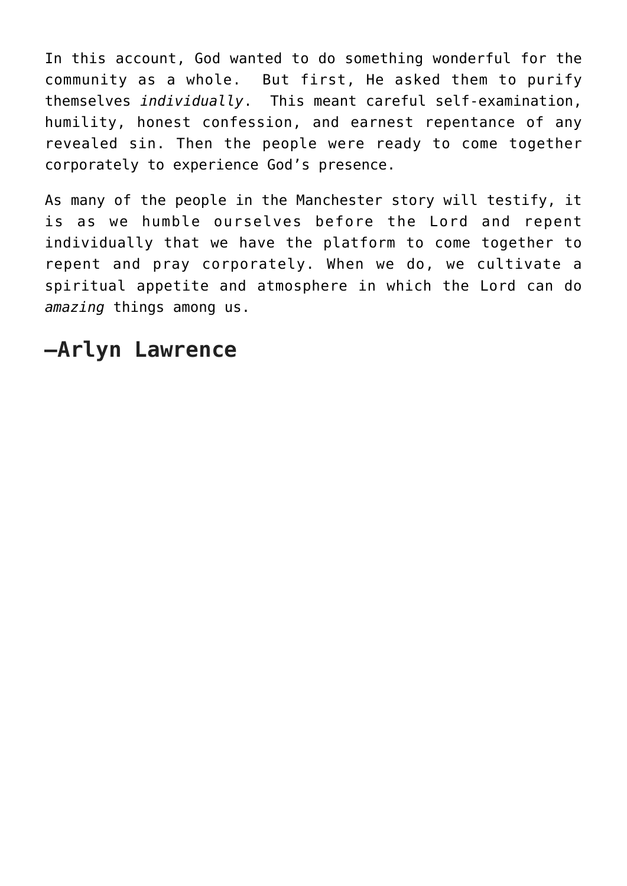In this account, God wanted to do something wonderful for the community as a whole.  But first, He asked them to purify themselves *individually*.  This meant careful self-examination, humility, honest confession, and earnest repentance of any revealed sin. Then the people were ready to come together corporately to experience God's presence.

As many of the people in the Manchester story will testify, it is as we humble ourselves before the Lord and repent individually that we have the platform to come together to repent and pray corporately. When we do, we cultivate a spiritual appetite and atmosphere in which the Lord can do *amazing* things among us.

## —Arlyn Lawrence